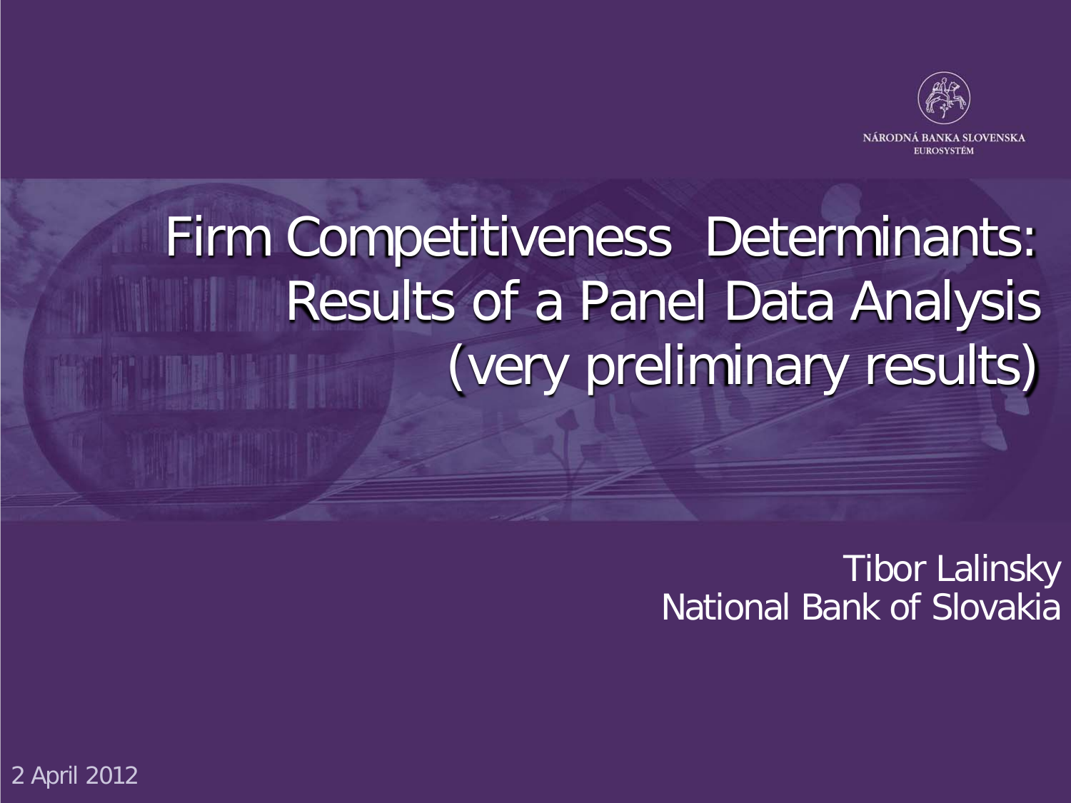NÁRODNÁ BANKA SLOVENSKA
EUROSYSTÉM

# Firm Competitiveness Determinants: Results of a Panel Data Analysis (very preliminary results)

Tibor Lalinsky
National Bank of Slovakia

2 April 2012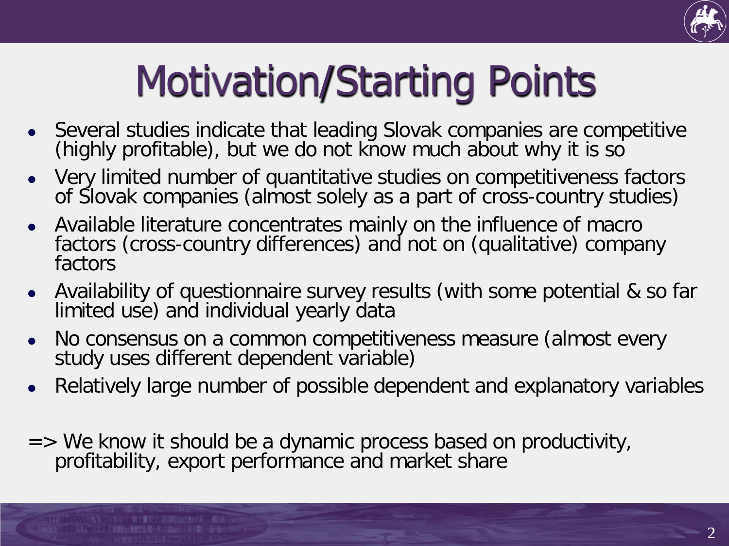# Motivation/Starting Points

- Several studies indicate that leading Slovak companies are competitive (highly profitable), but we do not know much about why it is so
- Very limited number of quantitative studies on competitiveness factors of Slovak companies (almost solely as a part of cross-country studies)
- Available literature concentrates mainly on the influence of macro factors (cross-country differences) and not on (qualitative) company factors
- Availability of questionnaire survey results (with some potential & so far limited use) and individual yearly data
- No consensus on a common competitiveness measure (almost every study uses different dependent variable)
- Relatively large number of possible dependent and explanatory variables

=> We know it should be a dynamic process based on productivity, profitability, export performance and market share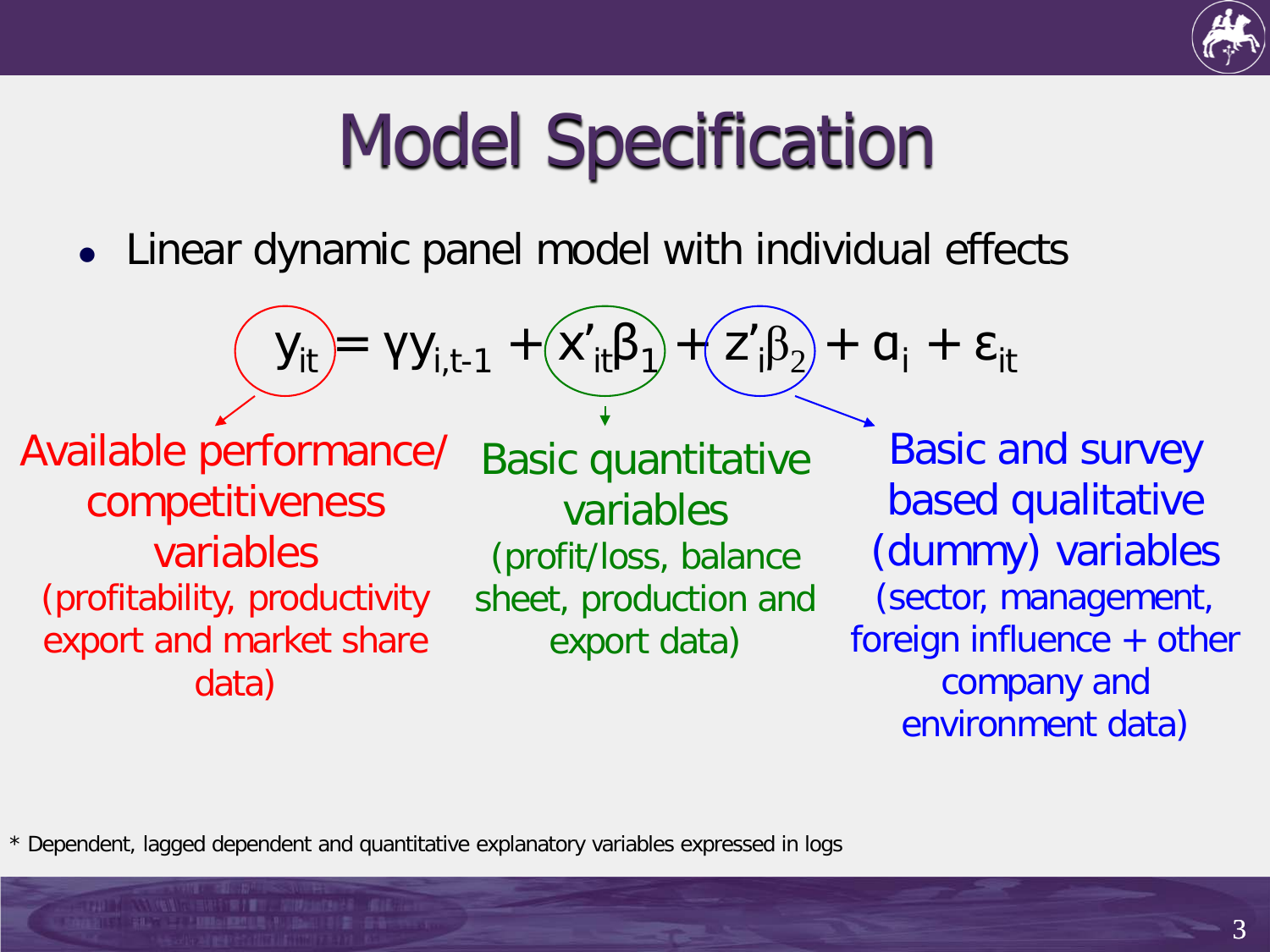# Model Specification

- Linear dynamic panel model with individual effects

$$y_{it} = \gamma y_{i,t-1} + x'_{it}\beta_1 + z'_i\beta_2 + \alpha_i + \varepsilon_{it}$$

$y_{it}$: Available performance/ competitiveness variables (profitability, productivity export and market share data)

$x'_{it}\beta_1$: Basic quantitative variables (profit/loss, balance sheet, production and export data)

$z'_i\beta_2$: Basic and survey based qualitative (dummy) variables (sector, management, foreign influence + other company and environment data)

* Dependent, lagged dependent and quantitative explanatory variables expressed in logs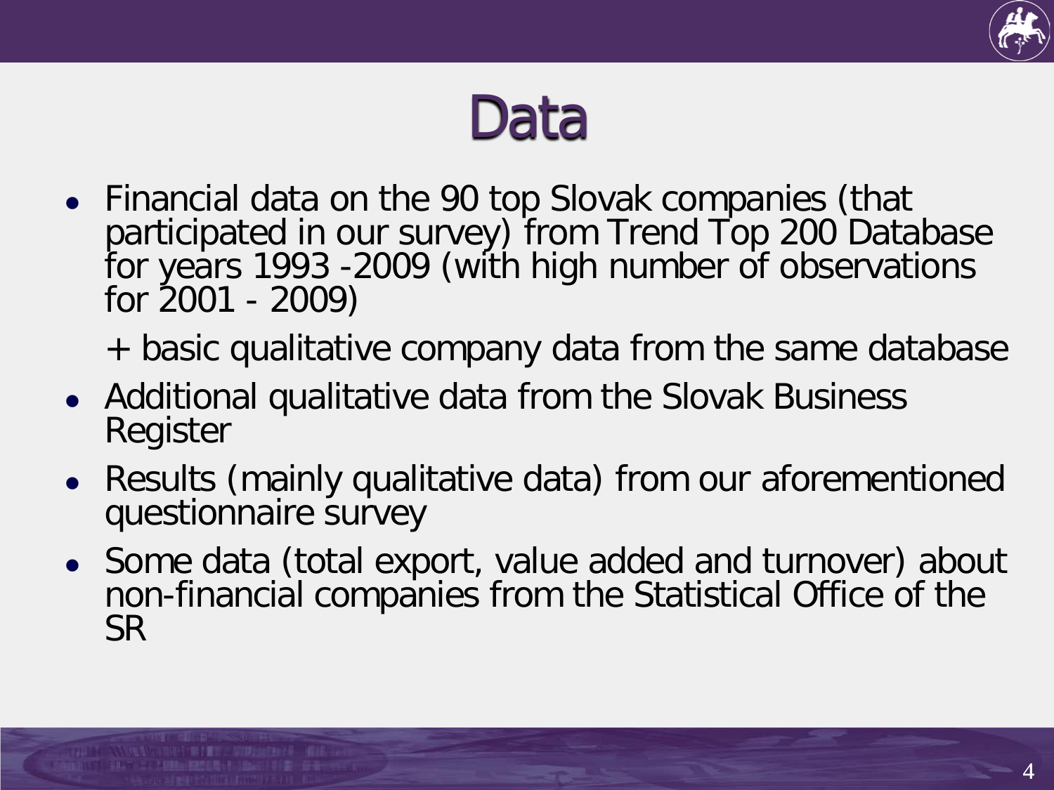# Data

- Financial data on the 90 top Slovak companies (that participated in our survey) from Trend Top 200 Database for years 1993 -2009 (with high number of observations for 2001 - 2009)

  + basic qualitative company data from the same database
- Additional qualitative data from the Slovak Business Register
- Results (mainly qualitative data) from our aforementioned questionnaire survey
- Some data (total export, value added and turnover) about non-financial companies from the Statistical Office of the SR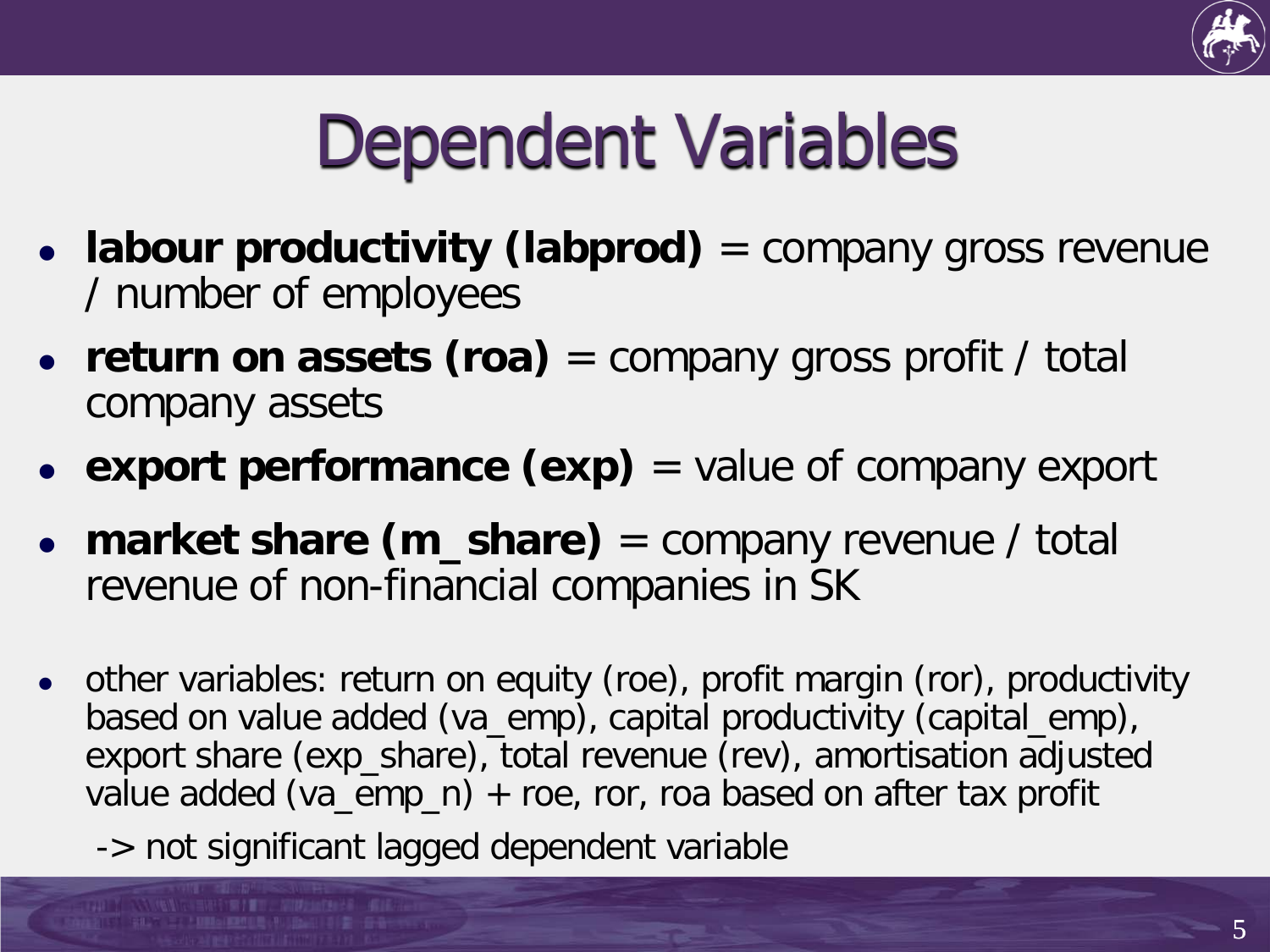# Dependent Variables

- **labour productivity (labprod)** = company gross revenue / number of employees
- **return on assets (roa)** = company gross profit / total company assets
- **export performance (exp)** = value of company export
- **market share (m_share)** = company revenue / total revenue of non-financial companies in SK

- other variables: return on equity (roe), profit margin (ror), productivity based on value added (va_emp), capital productivity (capital_emp), export share (exp_share), total revenue (rev), amortisation adjusted value added (va_emp_n) + roe, ror, roa based on after tax profit

  -> not significant lagged dependent variable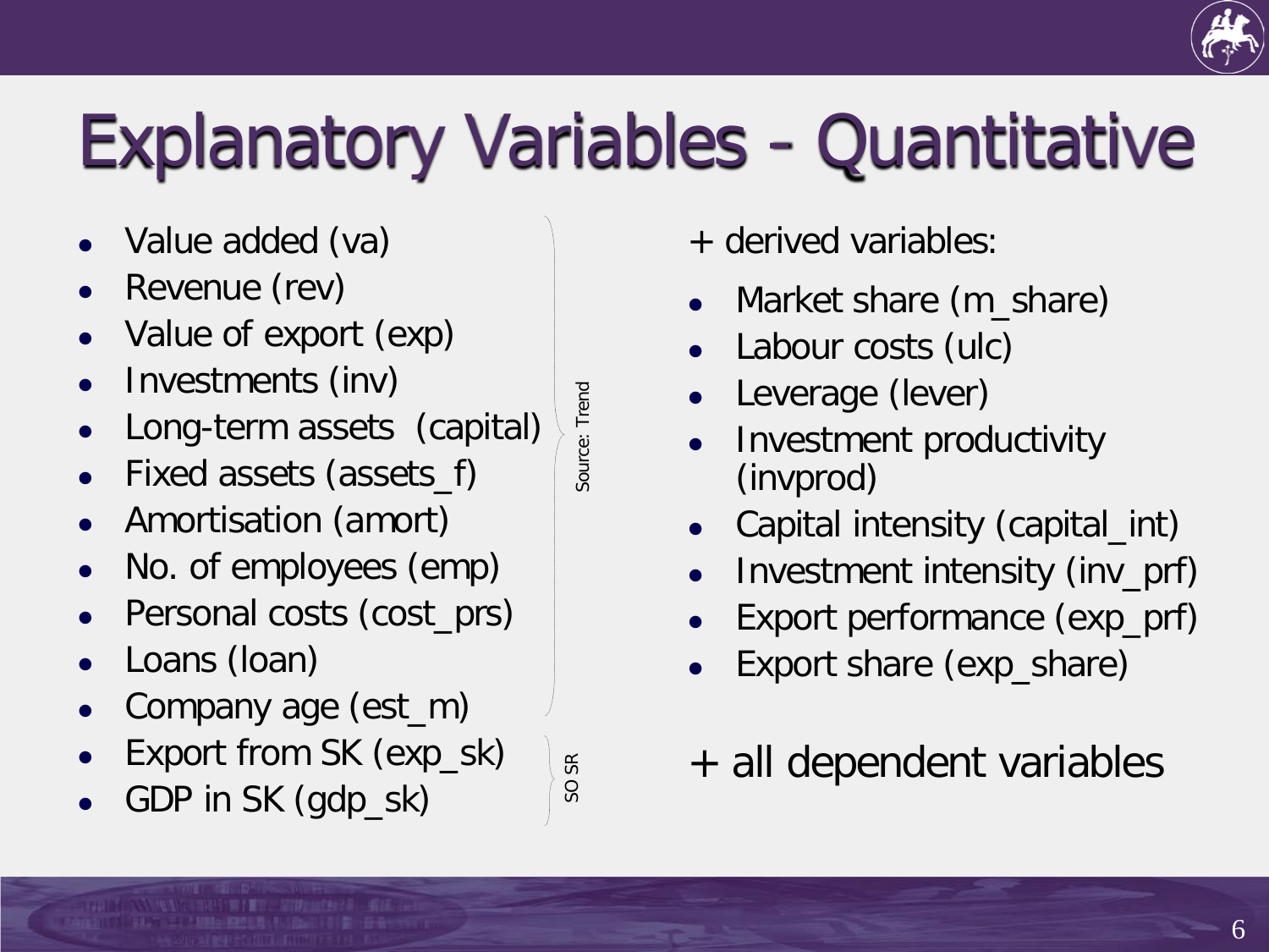# Explanatory Variables - Quantitative

- Value added (va)
- Revenue (rev)
- Value of export (exp)
- Investments (inv)
- Long-term assets (capital)
- Fixed assets (assets_f)
- Amortisation (amort)
- No. of employees (emp)
- Personal costs (cost_prs)
- Loans (loan)
- Company age (est_m)

Source: Trend

- Export from SK (exp_sk)
- GDP in SK (gdp_sk)

SO SR

+ derived variables:

- Market share (m_share)
- Labour costs (ulc)
- Leverage (lever)
- Investment productivity (invprod)
- Capital intensity (capital_int)
- Investment intensity (inv_prf)
- Export performance (exp_prf)
- Export share (exp_share)

+ all dependent variables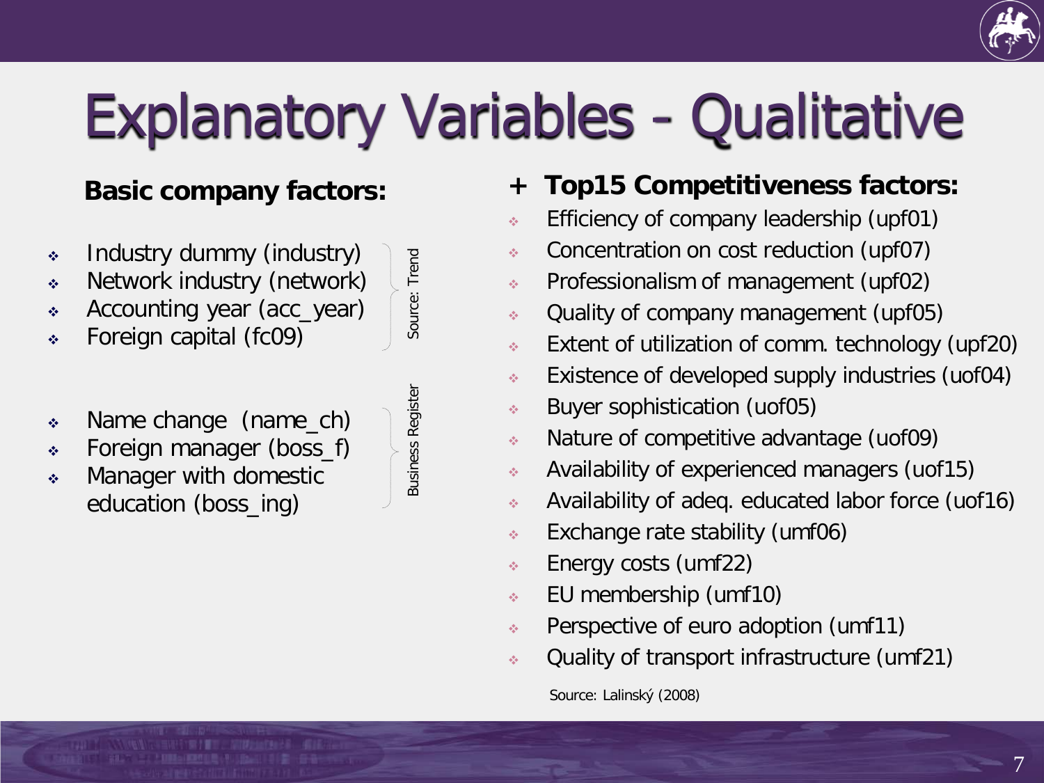# Explanatory Variables - Qualitative

**Basic company factors:**

Source: Trend

- Industry dummy (industry)
- Network industry (network)
- Accounting year (acc_year)
- Foreign capital (fc09)

Business Register

- Name change (name_ch)
- Foreign manager (boss_f)
- Manager with domestic education (boss_ing)

**+ Top15 Competitiveness factors:**

- Efficiency of company leadership (upf01)
- Concentration on cost reduction (upf07)
- Professionalism of management (upf02)
- Quality of company management (upf05)
- Extent of utilization of comm. technology (upf20)
- Existence of developed supply industries (uof04)
- Buyer sophistication (uof05)
- Nature of competitive advantage (uof09)
- Availability of experienced managers (uof15)
- Availability of adeq. educated labor force (uof16)
- Exchange rate stability (umf06)
- Energy costs (umf22)
- EU membership (umf10)
- Perspective of euro adoption (umf11)
- Quality of transport infrastructure (umf21)

Source: Lalinský (2008)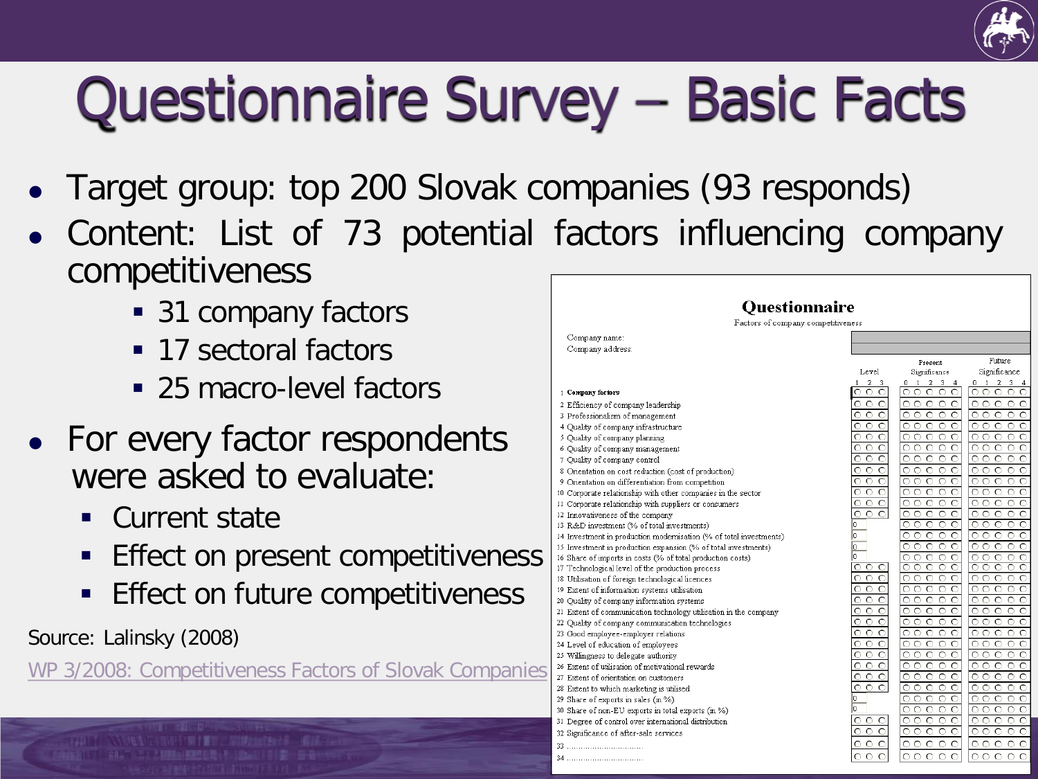# Questionnaire Survey – Basic Facts

- Target group: top 200 Slovak companies (93 responds)
- Content: List of 73 potential factors influencing company competitiveness
  - 31 company factors
  - 17 sectoral factors
  - 25 macro-level factors
- For every factor respondents were asked to evaluate:
  - Current state
  - Effect on present competitiveness
  - Effect on future competitiveness

Source: Lalinsky (2008)

WP 3/2008: Competitiveness Factors of Slovak Companies

**Questionnaire**

Factors of company competitiveness

Company name:

Company address:

| | Factor | Level (1 2 3) | Present Significance (0 1 2 3 4) | Future Significance (0 1 2 3 4) |
|---|---|---|---|---|
| 1 | **Company factors** | | | |
| 2 | Efficiency of company leadership | | | |
| 3 | Professionalism of management | | | |
| 4 | Quality of company infrastructure | | | |
| 5 | Quality of company planning | | | |
| 6 | Quality of company management | | | |
| 7 | Quality of company control | | | |
| 8 | Orientation on cost reduction (cost of production) | | | |
| 9 | Orientation on differentiation from competition | | | |
| 10 | Corporate relationship with other companies in the sector | | | |
| 11 | Corporate relationship with suppliers or consumers | | | |
| 12 | Innovativeness of the company | | | |
| 13 | R&D investment (% of total investments) | 0 | | |
| 14 | Investment in production modernisation (% of total investments) | 0 | | |
| 15 | Investment in production expansion (% of total investments) | 0 | | |
| 16 | Share of imports in costs (% of total production costs) | 0 | | |
| 17 | Technological level of the production process | | | |
| 18 | Utilisation of foreign technological licences | | | |
| 19 | Extent of information systems utilisation | | | |
| 20 | Quality of company information systems | | | |
| 21 | Extent of communication technology utilisation in the company | | | |
| 22 | Quality of company communication technologies | | | |
| 23 | Good employee-employer relations | | | |
| 24 | Level of education of employees | | | |
| 25 | Willingness to delegate authority | | | |
| 26 | Extent of utilisation of motivational rewards | | | |
| 27 | Extent of orientation on customers | | | |
| 28 | Extent to which marketing is utilised | | | |
| 29 | Share of exports in sales (in %) | 0 | | |
| 30 | Share of non-EU exports in total exports (in %) | 0 | | |
| 31 | Degree of control over international distribution | | | |
| 32 | Significance of after-sale services | | | |
| 33 | ............................... | | | |
| 34 | ............................... | | | |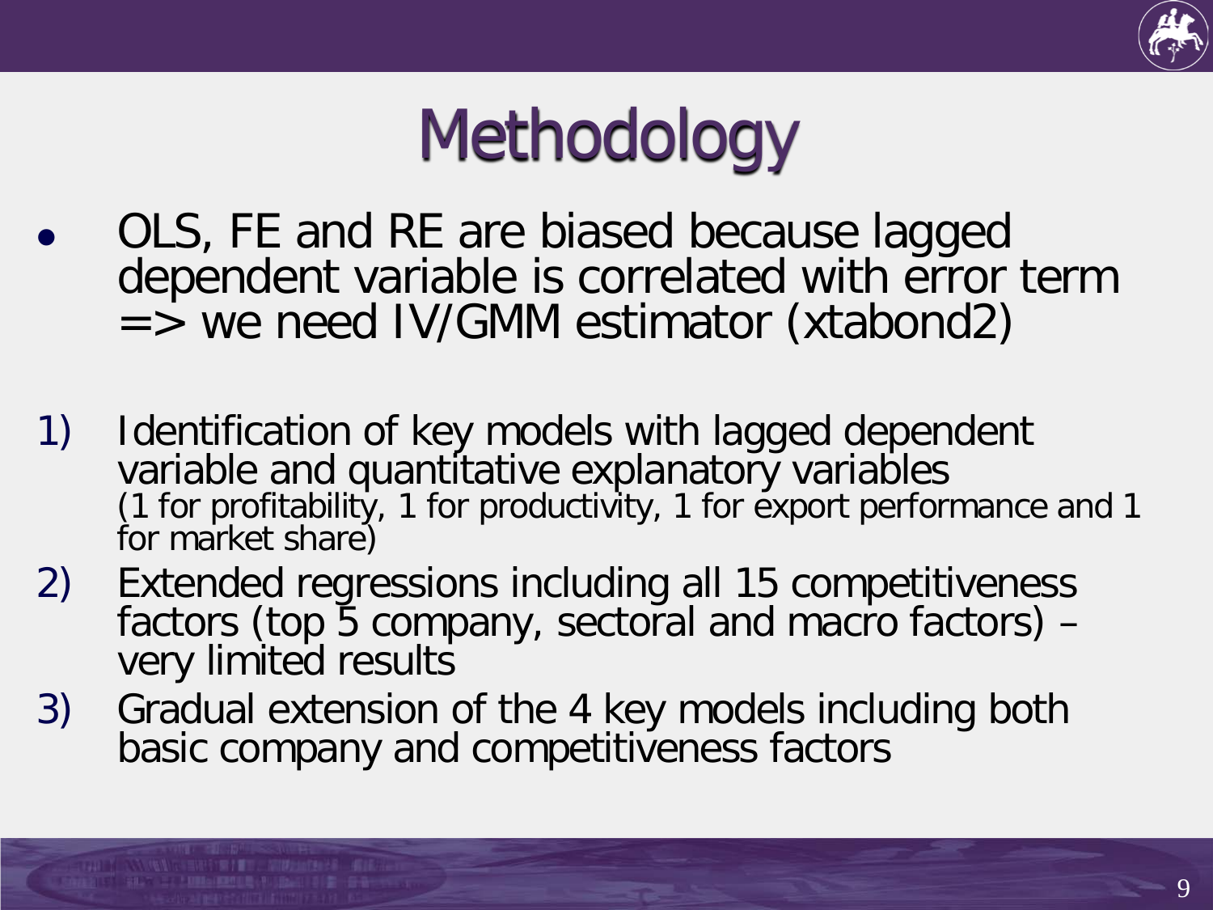# Methodology

- OLS, FE and RE are biased because lagged dependent variable is correlated with error term => we need IV/GMM estimator (xtabond2)

1) Identification of key models with lagged dependent variable and quantitative explanatory variables (1 for profitability, 1 for productivity, 1 for export performance and 1 for market share)
2) Extended regressions including all 15 competitiveness factors (top 5 company, sectoral and macro factors) – very limited results
3) Gradual extension of the 4 key models including both basic company and competitiveness factors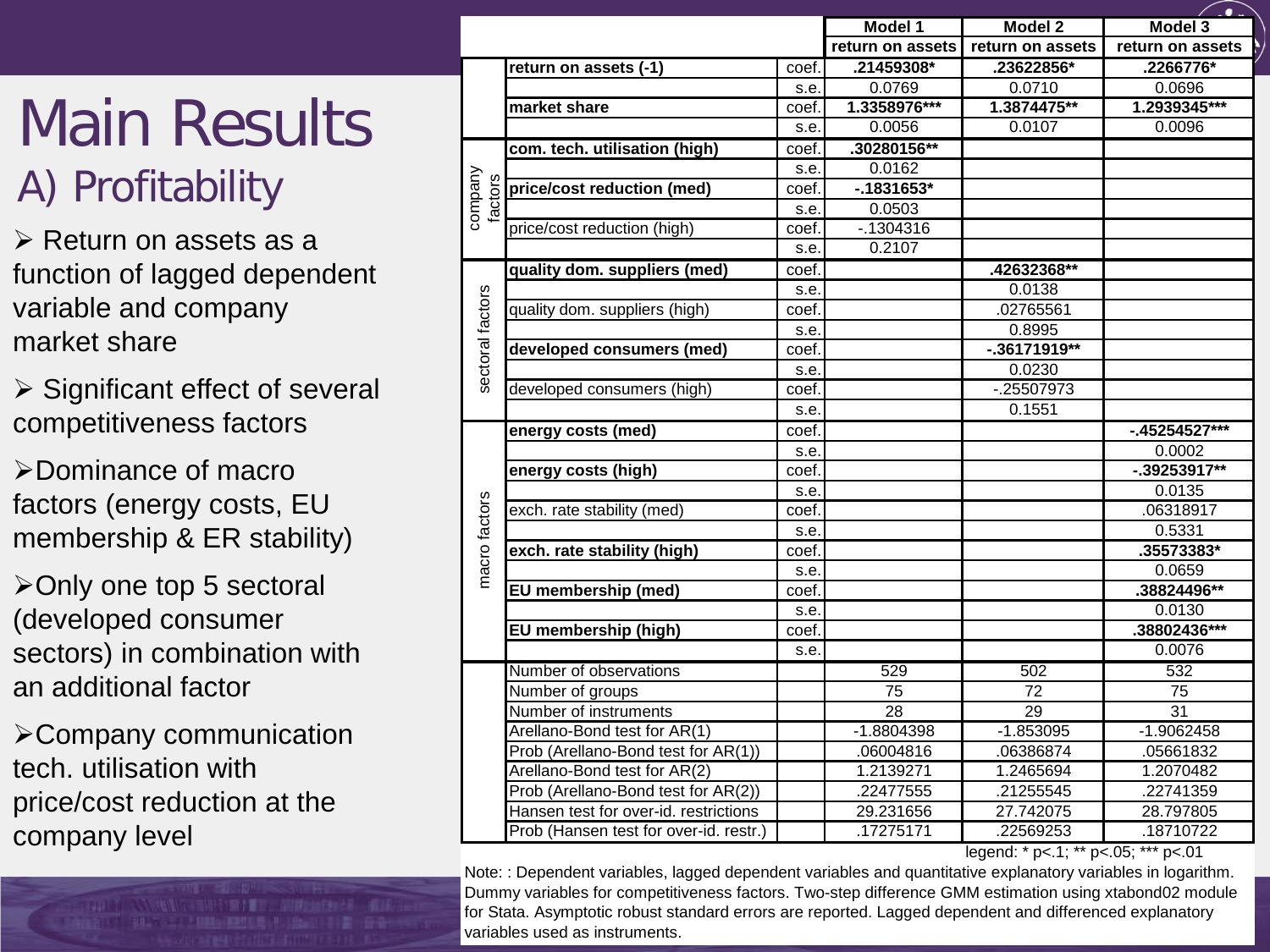# Main Results

## A) Profitability

- Return on assets as a function of lagged dependent variable and company market share
- Significant effect of several competitiveness factors
- Dominance of macro factors (energy costs, EU membership & ER stability)
- Only one top 5 sectoral (developed consumer sectors) in combination with an additional factor
- Company communication tech. utilisation with price/cost reduction at the company level

| | | | Model 1 | Model 2 | Model 3 |
|---|---|---|---|---|---|
| | | | return on assets | return on assets | return on assets |
| | **return on assets (-1)** | coef. | **.21459308*** | **.23622856*** | **.2266776*** |
| | | s.e. | 0.0769 | 0.0710 | 0.0696 |
| | **market share** | coef. | **1.3358976***** | **1.3874475**** | **1.2939345***** |
| | | s.e. | 0.0056 | 0.0107 | 0.0096 |
| company factors | **com. tech. utilisation (high)** | coef. | **.30280156**** | | |
| | | s.e. | 0.0162 | | |
| | **price/cost reduction (med)** | coef. | **-.1831653*** | | |
| | | s.e. | 0.0503 | | |
| | price/cost reduction (high) | coef. | -.1304316 | | |
| | | s.e. | 0.2107 | | |
| sectoral factors | **quality dom. suppliers (med)** | coef. | | **.42632368**** | |
| | | s.e. | | 0.0138 | |
| | quality dom. suppliers (high) | coef. | | .02765561 | |
| | | s.e. | | 0.8995 | |
| | **developed consumers (med)** | coef. | | **-.36171919**** | |
| | | s.e. | | 0.0230 | |
| | developed consumers (high) | coef. | | -.25507973 | |
| | | s.e. | | 0.1551 | |
| macro factors | **energy costs (med)** | coef. | | | **-.45254527***** |
| | | s.e. | | | 0.0002 |
| | **energy costs (high)** | coef. | | | **-.39253917**** |
| | | s.e. | | | 0.0135 |
| | exch. rate stability (med) | coef. | | | .06318917 |
| | | s.e. | | | 0.5331 |
| | **exch. rate stability (high)** | coef. | | | **.35573383*** |
| | | s.e. | | | 0.0659 |
| | **EU membership (med)** | coef. | | | **.38824496**** |
| | | s.e. | | | 0.0130 |
| | **EU membership (high)** | coef. | | | **.38802436***** |
| | | s.e. | | | 0.0076 |
| | Number of observations | | 529 | 502 | 532 |
| | Number of groups | | 75 | 72 | 75 |
| | Number of instruments | | 28 | 29 | 31 |
| | Arellano-Bond test for AR(1) | | -1.8804398 | -1.853095 | -1.9062458 |
| | Prob (Arellano-Bond test for AR(1)) | | .06004816 | .06386874 | .05661832 |
| | Arellano-Bond test for AR(2) | | 1.2139271 | 1.2465694 | 1.2070482 |
| | Prob (Arellano-Bond test for AR(2)) | | .22477555 | .21255545 | .22741359 |
| | Hansen test for over-id. restrictions | | 29.231656 | 27.742075 | 28.797805 |
| | Prob (Hansen test for over-id. restr.) | | .17275171 | .22569253 | .18710722 |

legend: * p<.1; ** p<.05; *** p<.01

Note: : Dependent variables, lagged dependent variables and quantitative explanatory variables in logarithm. Dummy variables for competitiveness factors. Two-step difference GMM estimation using xtabond02 module for Stata. Asymptotic robust standard errors are reported. Lagged dependent and differenced explanatory variables used as instruments.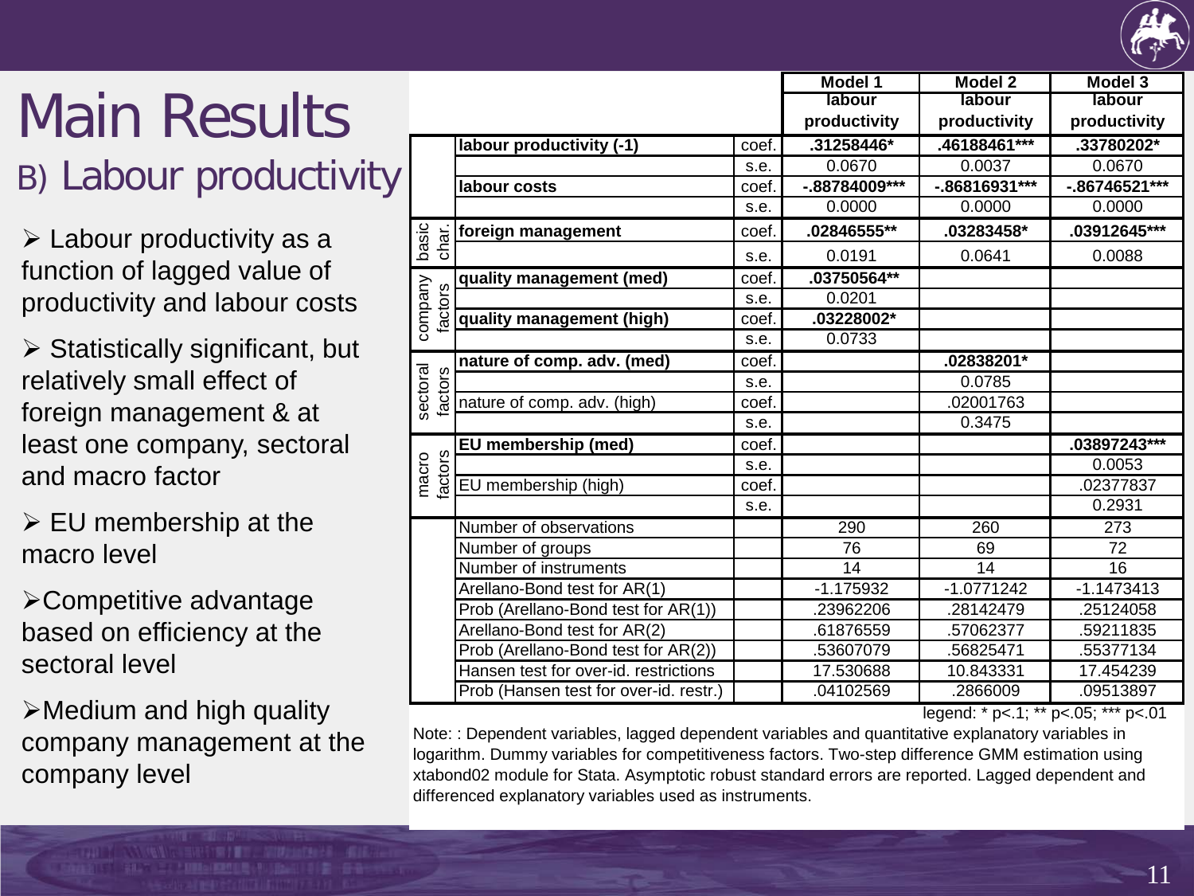# Main Results

## B) Labour productivity

- Labour productivity as a function of lagged value of productivity and labour costs
- Statistically significant, but relatively small effect of foreign management & at least one company, sectoral and macro factor
- EU membership at the macro level
- Competitive advantage based on efficiency at the sectoral level
- Medium and high quality company management at the company level

| | | | Model 1 | Model 2 | Model 3 |
|---|---|---|---|---|---|
| | | | labour productivity | labour productivity | labour productivity |
| | **labour productivity (-1)** | coef. | **.31258446*** | **.46188461***** | **.33780202*** |
| | | s.e. | 0.0670 | 0.0037 | 0.0670 |
| | **labour costs** | coef. | **-.88784009***** | **-.86816931***** | **-.86746521***** |
| | | s.e. | 0.0000 | 0.0000 | 0.0000 |
| basic char. | **foreign management** | coef. | **.02846555**** | **.03283458*** | **.03912645***** |
| | | s.e. | 0.0191 | 0.0641 | 0.0088 |
| company factors | **quality management (med)** | coef. | **.03750564**** | | |
| | | s.e. | 0.0201 | | |
| | **quality management (high)** | coef. | **.03228002*** | | |
| | | s.e. | 0.0733 | | |
| sectoral factors | **nature of comp. adv. (med)** | coef. | | **.02838201*** | |
| | | s.e. | | 0.0785 | |
| | nature of comp. adv. (high) | coef. | | .02001763 | |
| | | s.e. | | 0.3475 | |
| macro factors | **EU membership (med)** | coef. | | | **.03897243***** |
| | | s.e. | | | 0.0053 |
| | EU membership (high) | coef. | | | .02377837 |
| | | s.e. | | | 0.2931 |
| | Number of observations | | 290 | 260 | 273 |
| | Number of groups | | 76 | 69 | 72 |
| | Number of instruments | | 14 | 14 | 16 |
| | Arellano-Bond test for AR(1) | | -1.175932 | -1.0771242 | -1.1473413 |
| | Prob (Arellano-Bond test for AR(1)) | | .23962206 | .28142479 | .25124058 |
| | Arellano-Bond test for AR(2) | | .61876559 | .57062377 | .59211835 |
| | Prob (Arellano-Bond test for AR(2)) | | .53607079 | .56825471 | .55377134 |
| | Hansen test for over-id. restrictions | | 17.530688 | 10.843331 | 17.454239 |
| | Prob (Hansen test for over-id. restr.) | | .04102569 | .2866009 | .09513897 |

legend: * p<.1; ** p<.05; *** p<.01

Note: : Dependent variables, lagged dependent variables and quantitative explanatory variables in logarithm. Dummy variables for competitiveness factors. Two-step difference GMM estimation using xtabond02 module for Stata. Asymptotic robust standard errors are reported. Lagged dependent and differenced explanatory variables used as instruments.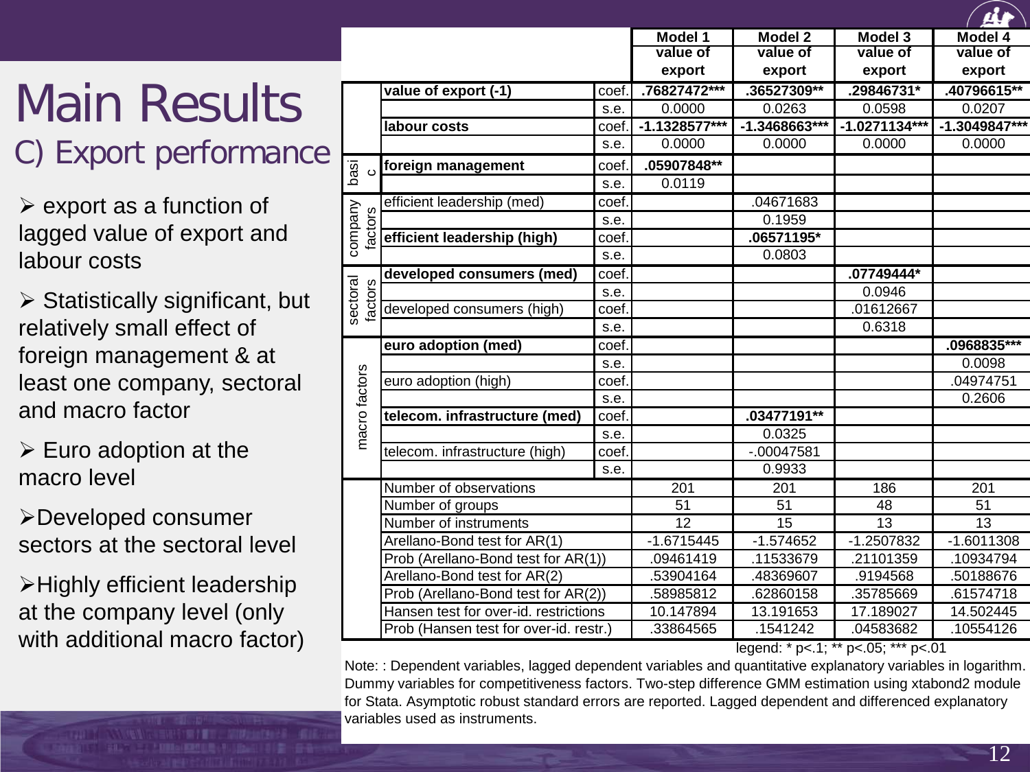# Main Results

## C) Export performance

- export as a function of lagged value of export and labour costs
- Statistically significant, but relatively small effect of foreign management & at least one company, sectoral and macro factor
- Euro adoption at the macro level
- Developed consumer sectors at the sectoral level
- Highly efficient leadership at the company level (only with additional macro factor)

| | | | Model 1 value of export | Model 2 value of export | Model 3 value of export | Model 4 value of export |
|---|---|---|---|---|---|---|
| basic | **value of export (-1)** | coef. | **.76827472*** ** | **.36527309** ** | **.29846731*** | **.40796615** ** |
| | | s.e. | 0.0000 | 0.0263 | 0.0598 | 0.0207 |
| | **labour costs** | coef. | **-1.1328577*** ** | **-1.3468663*** ** | **-1.0271134*** ** | **-1.3049847*** ** |
| | | s.e. | 0.0000 | 0.0000 | 0.0000 | 0.0000 |
| | **foreign management** | coef. | **.05907848** ** | | | |
| | | s.e. | 0.0119 | | | |
| company factors | efficient leadership (med) | coef. | | .04671683 | | |
| | | s.e. | | 0.1959 | | |
| | **efficient leadership (high)** | coef. | | **.06571195*** | | |
| | | s.e. | | 0.0803 | | |
| sectoral factors | **developed consumers (med)** | coef. | | | **.07749444*** | |
| | | s.e. | | | 0.0946 | |
| | developed consumers (high) | coef. | | | .01612667 | |
| | | s.e. | | | 0.6318 | |
| macro factors | **euro adoption (med)** | coef. | | | | **.0968835*** ** |
| | | s.e. | | | | 0.0098 |
| | euro adoption (high) | coef. | | | | .04974751 |
| | | s.e. | | | | 0.2606 |
| | **telecom. infrastructure (med)** | coef. | | **.03477191** ** | | |
| | | s.e. | | 0.0325 | | |
| | telecom. infrastructure (high) | coef. | | -.00047581 | | |
| | | s.e. | | 0.9933 | | |
| | Number of observations | | 201 | 201 | 186 | 201 |
| | Number of groups | | 51 | 51 | 48 | 51 |
| | Number of instruments | | 12 | 15 | 13 | 13 |
| | Arellano-Bond test for AR(1) | | -1.6715445 | -1.574652 | -1.2507832 | -1.6011308 |
| | Prob (Arellano-Bond test for AR(1)) | | .09461419 | .11533679 | .21101359 | .10934794 |
| | Arellano-Bond test for AR(2) | | .53904164 | .48369607 | .9194568 | .50188676 |
| | Prob (Arellano-Bond test for AR(2)) | | .58985812 | .62860158 | .35785669 | .61574718 |
| | Hansen test for over-id. restrictions | | 10.147894 | 13.191653 | 17.189027 | 14.502445 |
| | Prob (Hansen test for over-id. restr.) | | .33864565 | .1541242 | .04583682 | .10554126 |

legend: * p<.1; ** p<.05; *** p<.01

Note: : Dependent variables, lagged dependent variables and quantitative explanatory variables in logarithm. Dummy variables for competitiveness factors. Two-step difference GMM estimation using xtabond2 module for Stata. Asymptotic robust standard errors are reported. Lagged dependent and differenced explanatory variables used as instruments.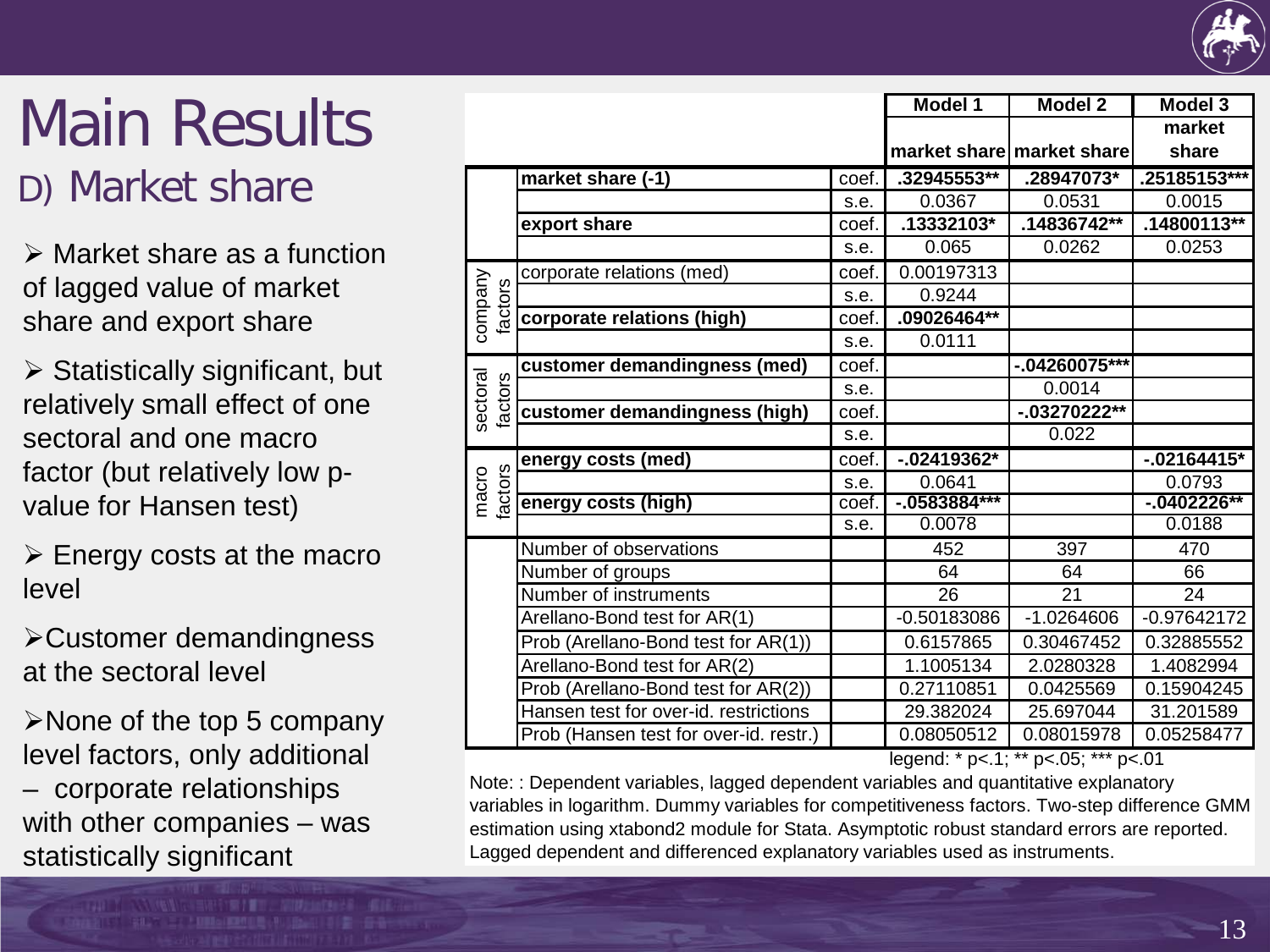# Main Results

## D) Market share

- Market share as a function of lagged value of market share and export share
- Statistically significant, but relatively small effect of one sectoral and one macro factor (but relatively low p-value for Hansen test)
- Energy costs at the macro level
- Customer demandingness at the sectoral level
- None of the top 5 company level factors, only additional – corporate relationships with other companies – was statistically significant

| | | | Model 1 | Model 2 | Model 3 |
|---|---|---|---|---|---|
| | | | market share | market share | market share |
| | **market share (-1)** | coef. | **.32945553**** | **.28947073*** | **.25185153***** |
| | | s.e. | 0.0367 | 0.0531 | 0.0015 |
| | **export share** | coef. | **.13332103*** | **.14836742**** | **.14800113**** |
| | | s.e. | 0.065 | 0.0262 | 0.0253 |
| company factors | corporate relations (med) | coef. | 0.00197313 | | |
| | | s.e. | 0.9244 | | |
| | **corporate relations (high)** | coef. | **.09026464**** | | |
| | | s.e. | 0.0111 | | |
| sectoral factors | **customer demandingness (med)** | coef. | | **-.04260075***** | |
| | | s.e. | | 0.0014 | |
| | **customer demandingness (high)** | coef. | | **-.03270222**** | |
| | | s.e. | | 0.022 | |
| macro factors | **energy costs (med)** | coef. | **-.02419362*** | | **-.02164415*** |
| | | s.e. | 0.0641 | | 0.0793 |
| | **energy costs (high)** | coef. | **-.0583884***** | | **-.0402226**** |
| | | s.e. | 0.0078 | | 0.0188 |
| | Number of observations | | 452 | 397 | 470 |
| | Number of groups | | 64 | 64 | 66 |
| | Number of instruments | | 26 | 21 | 24 |
| | Arellano-Bond test for AR(1) | | -0.50183086 | -1.0264606 | -0.97642172 |
| | Prob (Arellano-Bond test for AR(1)) | | 0.6157865 | 0.30467452 | 0.32885552 |
| | Arellano-Bond test for AR(2) | | 1.1005134 | 2.0280328 | 1.4082994 |
| | Prob (Arellano-Bond test for AR(2)) | | 0.27110851 | 0.0425569 | 0.15904245 |
| | Hansen test for over-id. restrictions | | 29.382024 | 25.697044 | 31.201589 |
| | Prob (Hansen test for over-id. restr.) | | 0.08050512 | 0.08015978 | 0.05258477 |

legend: * p<.1; ** p<.05; *** p<.01

Note: : Dependent variables, lagged dependent variables and quantitative explanatory variables in logarithm. Dummy variables for competitiveness factors. Two-step difference GMM estimation using xtabond2 module for Stata. Asymptotic robust standard errors are reported. Lagged dependent and differenced explanatory variables used as instruments.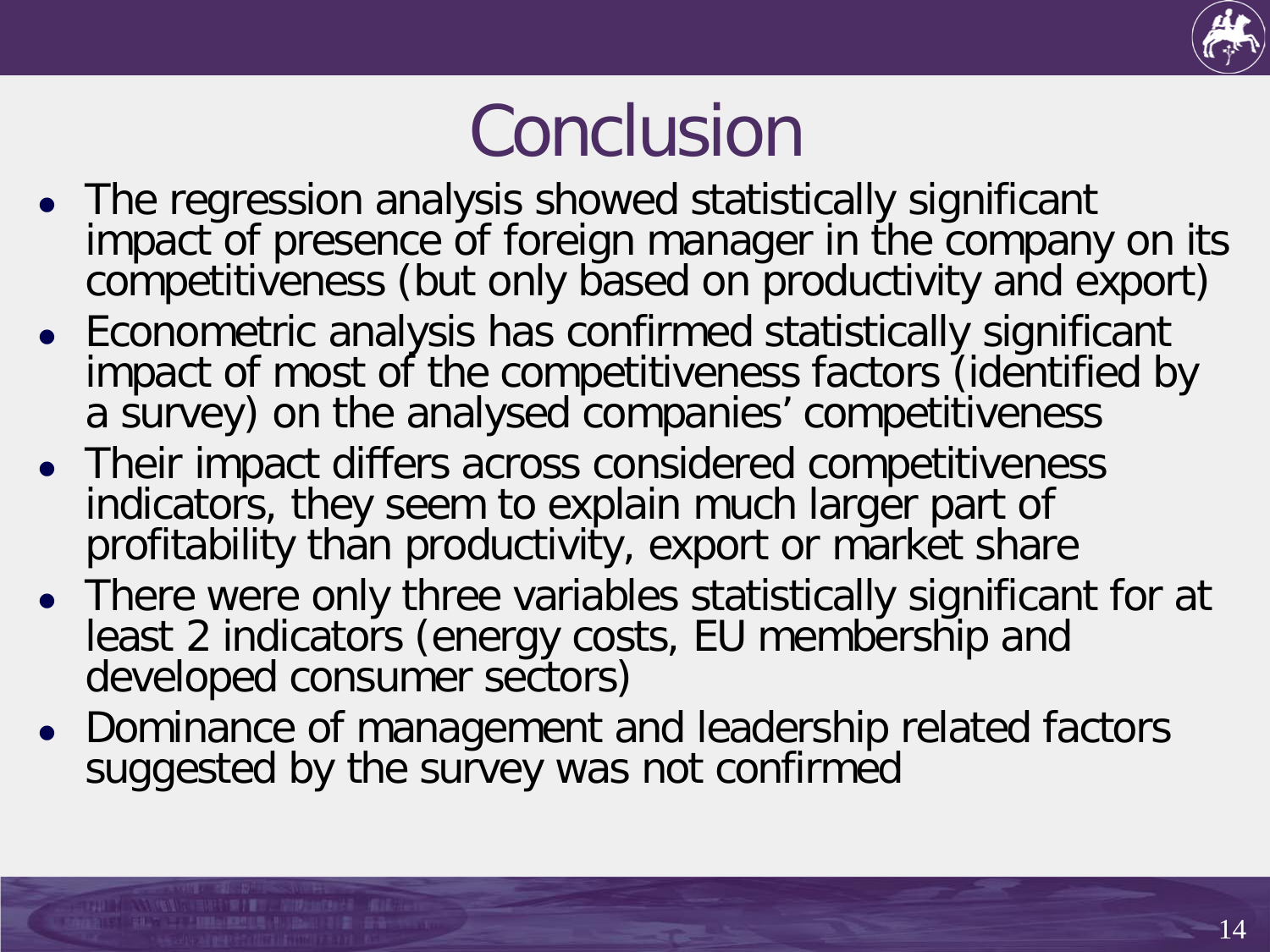# Conclusion

- The regression analysis showed statistically significant impact of presence of foreign manager in the company on its competitiveness (but only based on productivity and export)
- Econometric analysis has confirmed statistically significant impact of most of the competitiveness factors (identified by a survey) on the analysed companies' competitiveness
- Their impact differs across considered competitiveness indicators, they seem to explain much larger part of profitability than productivity, export or market share
- There were only three variables statistically significant for at least 2 indicators (energy costs, EU membership and developed consumer sectors)
- Dominance of management and leadership related factors suggested by the survey was not confirmed